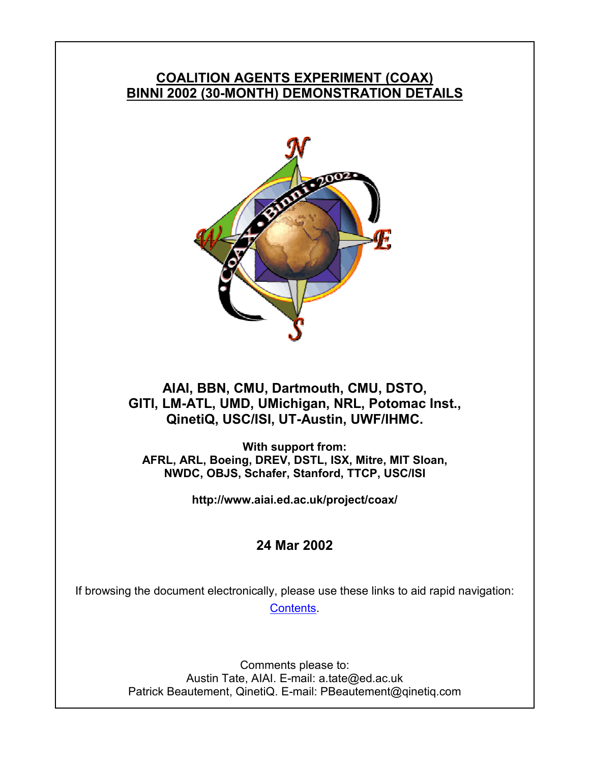# COALITION AGENTS EXPERIMENT (COAX)
# BINNI 2002 (30-MONTH) DEMONSTRATION DETAILS

**AIAI, BBN, CMU, Dartmouth, CMU, DSTO, GITI, LM-ATL, UMD, UMichigan, NRL, Potomac Inst., QinetiQ, USC/ISI, UT-Austin, UWF/IHMC.**

**With support from:**
**AFRL, ARL, Boeing, DREV, DSTL, ISX, Mitre, MIT Sloan, NWDC, OBJS, Schafer, Stanford, TTCP, USC/ISI**

**http://www.aiai.ed.ac.uk/project/coax/**

**24 Mar 2002**

If browsing the document electronically, please use these links to aid rapid navigation: Contents.

Comments please to:
Austin Tate, AIAI. E-mail: a.tate@ed.ac.uk
Patrick Beautement, QinetiQ. E-mail: PBeautement@qinetiq.com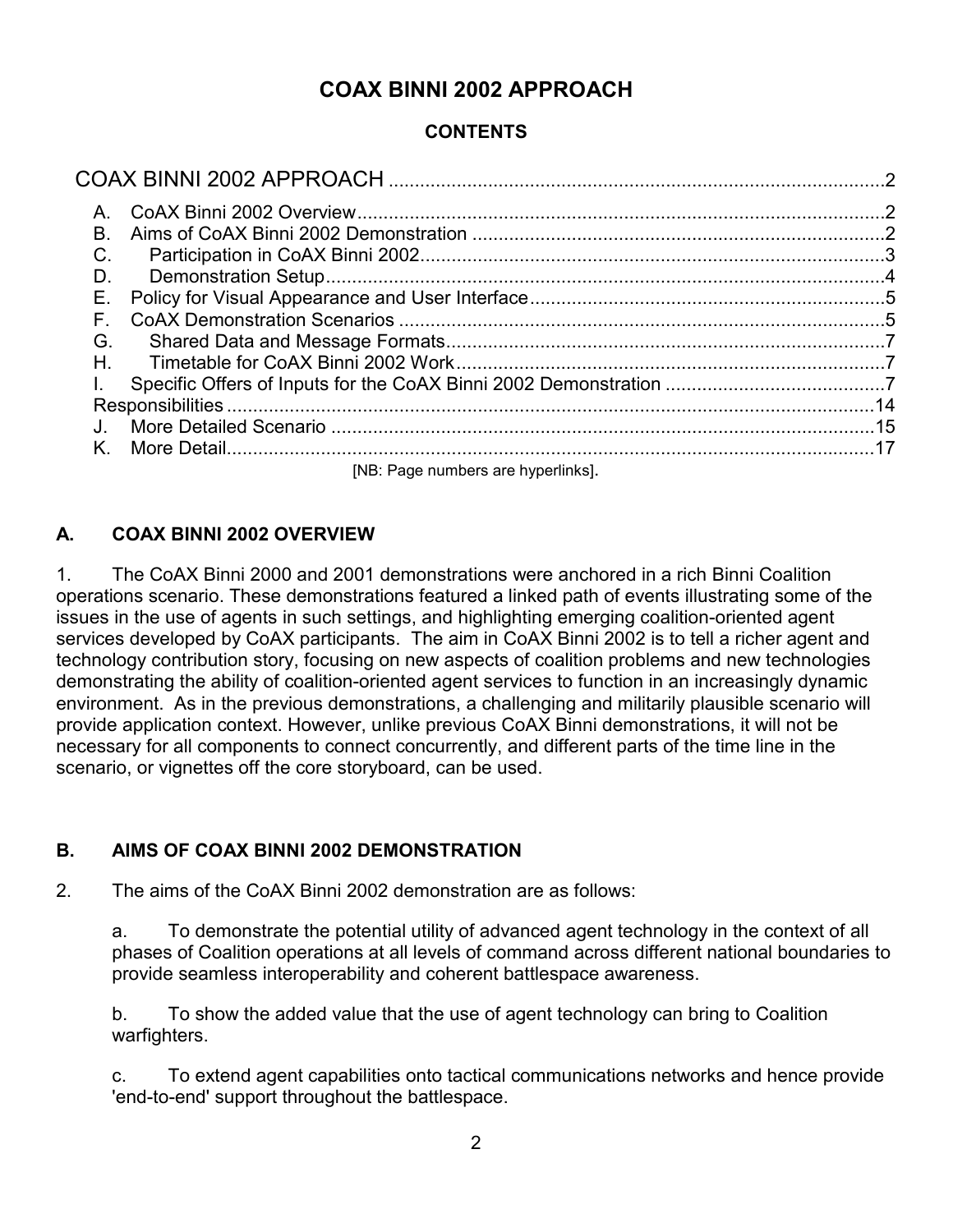# COAX BINNI 2002 APPROACH

## CONTENTS

COAX BINNI 2002 APPROACH .....2

- A. CoAX Binni 2002 Overview .....2
- B. Aims of CoAX Binni 2002 Demonstration .....2
- C. Participation in CoAX Binni 2002 .....3
- D. Demonstration Setup .....4
- E. Policy for Visual Appearance and User Interface .....5
- F. CoAX Demonstration Scenarios .....5
- G. Shared Data and Message Formats .....7
- H. Timetable for CoAX Binni 2002 Work .....7
- I. Specific Offers of Inputs for the CoAX Binni 2002 Demonstration .....7
- Responsibilities .....14
- J. More Detailed Scenario .....15
- K. More Detail .....17

[NB: Page numbers are hyperlinks].

## A. COAX BINNI 2002 OVERVIEW

1. The CoAX Binni 2000 and 2001 demonstrations were anchored in a rich Binni Coalition operations scenario. These demonstrations featured a linked path of events illustrating some of the issues in the use of agents in such settings, and highlighting emerging coalition-oriented agent services developed by CoAX participants. The aim in CoAX Binni 2002 is to tell a richer agent and technology contribution story, focusing on new aspects of coalition problems and new technologies demonstrating the ability of coalition-oriented agent services to function in an increasingly dynamic environment. As in the previous demonstrations, a challenging and militarily plausible scenario will provide application context. However, unlike previous CoAX Binni demonstrations, it will not be necessary for all components to connect concurrently, and different parts of the time line in the scenario, or vignettes off the core storyboard, can be used.

## B. AIMS OF COAX BINNI 2002 DEMONSTRATION

2. The aims of the CoAX Binni 2002 demonstration are as follows:

   a. To demonstrate the potential utility of advanced agent technology in the context of all phases of Coalition operations at all levels of command across different national boundaries to provide seamless interoperability and coherent battlespace awareness.

   b. To show the added value that the use of agent technology can bring to Coalition warfighters.

   c. To extend agent capabilities onto tactical communications networks and hence provide 'end-to-end' support throughout the battlespace.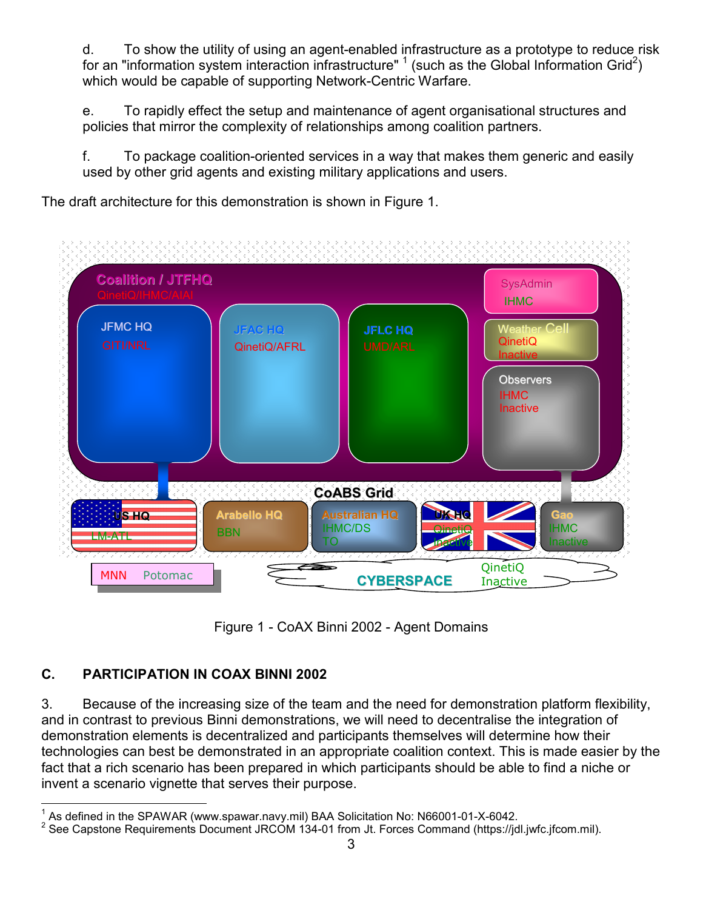d. To show the utility of using an agent-enabled infrastructure as a prototype to reduce risk for an "information system interaction infrastructure" [1] (such as the Global Information Grid[2]) which would be capable of supporting Network-Centric Warfare.

e. To rapidly effect the setup and maintenance of agent organisational structures and policies that mirror the complexity of relationships among coalition partners.

f. To package coalition-oriented services in a way that makes them generic and easily used by other grid agents and existing military applications and users.

The draft architecture for this demonstration is shown in Figure 1.

Figure 1 - CoAX Binni 2002 - Agent Domains

## C. PARTICIPATION IN COAX BINNI 2002

3. Because of the increasing size of the team and the need for demonstration platform flexibility, and in contrast to previous Binni demonstrations, we will need to decentralise the integration of demonstration elements is decentralized and participants themselves will determine how their technologies can best be demonstrated in an appropriate coalition context. This is made easier by the fact that a rich scenario has been prepared in which participants should be able to find a niche or invent a scenario vignette that serves their purpose.

---

[1] As defined in the SPAWAR (www.spawar.navy.mil) BAA Solicitation No: N66001-01-X-6042.
[2] See Capstone Requirements Document JRCOM 134-01 from Jt. Forces Command (https://jdl.jwfc.jfcom.mil).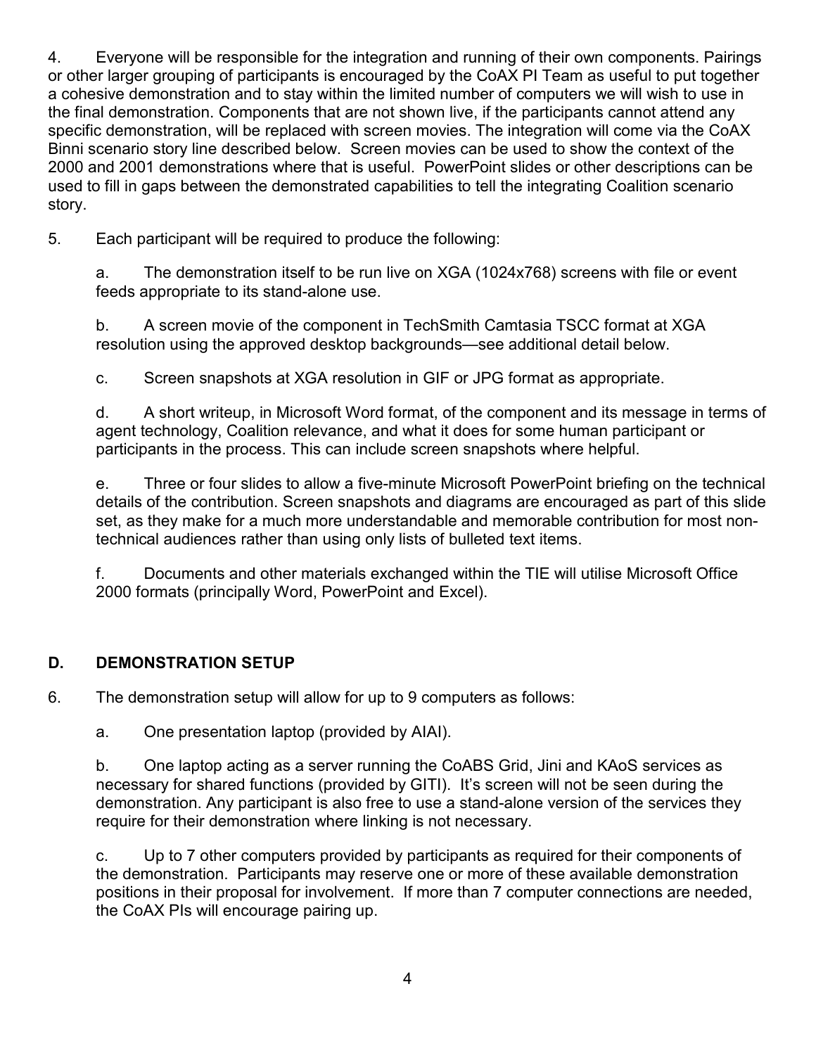4. Everyone will be responsible for the integration and running of their own components. Pairings or other larger grouping of participants is encouraged by the CoAX PI Team as useful to put together a cohesive demonstration and to stay within the limited number of computers we will wish to use in the final demonstration. Components that are not shown live, if the participants cannot attend any specific demonstration, will be replaced with screen movies. The integration will come via the CoAX Binni scenario story line described below. Screen movies can be used to show the context of the 2000 and 2001 demonstrations where that is useful. PowerPoint slides or other descriptions can be used to fill in gaps between the demonstrated capabilities to tell the integrating Coalition scenario story.

5. Each participant will be required to produce the following:

   a. The demonstration itself to be run live on XGA (1024x768) screens with file or event feeds appropriate to its stand-alone use.

   b. A screen movie of the component in TechSmith Camtasia TSCC format at XGA resolution using the approved desktop backgrounds—see additional detail below.

   c. Screen snapshots at XGA resolution in GIF or JPG format as appropriate.

   d. A short writeup, in Microsoft Word format, of the component and its message in terms of agent technology, Coalition relevance, and what it does for some human participant or participants in the process. This can include screen snapshots where helpful.

   e. Three or four slides to allow a five-minute Microsoft PowerPoint briefing on the technical details of the contribution. Screen snapshots and diagrams are encouraged as part of this slide set, as they make for a much more understandable and memorable contribution for most non-technical audiences rather than using only lists of bulleted text items.

   f. Documents and other materials exchanged within the TIE will utilise Microsoft Office 2000 formats (principally Word, PowerPoint and Excel).

## D. DEMONSTRATION SETUP

6. The demonstration setup will allow for up to 9 computers as follows:

   a. One presentation laptop (provided by AIAI).

   b. One laptop acting as a server running the CoABS Grid, Jini and KAoS services as necessary for shared functions (provided by GITI). It's screen will not be seen during the demonstration. Any participant is also free to use a stand-alone version of the services they require for their demonstration where linking is not necessary.

   c. Up to 7 other computers provided by participants as required for their components of the demonstration. Participants may reserve one or more of these available demonstration positions in their proposal for involvement. If more than 7 computer connections are needed, the CoAX PIs will encourage pairing up.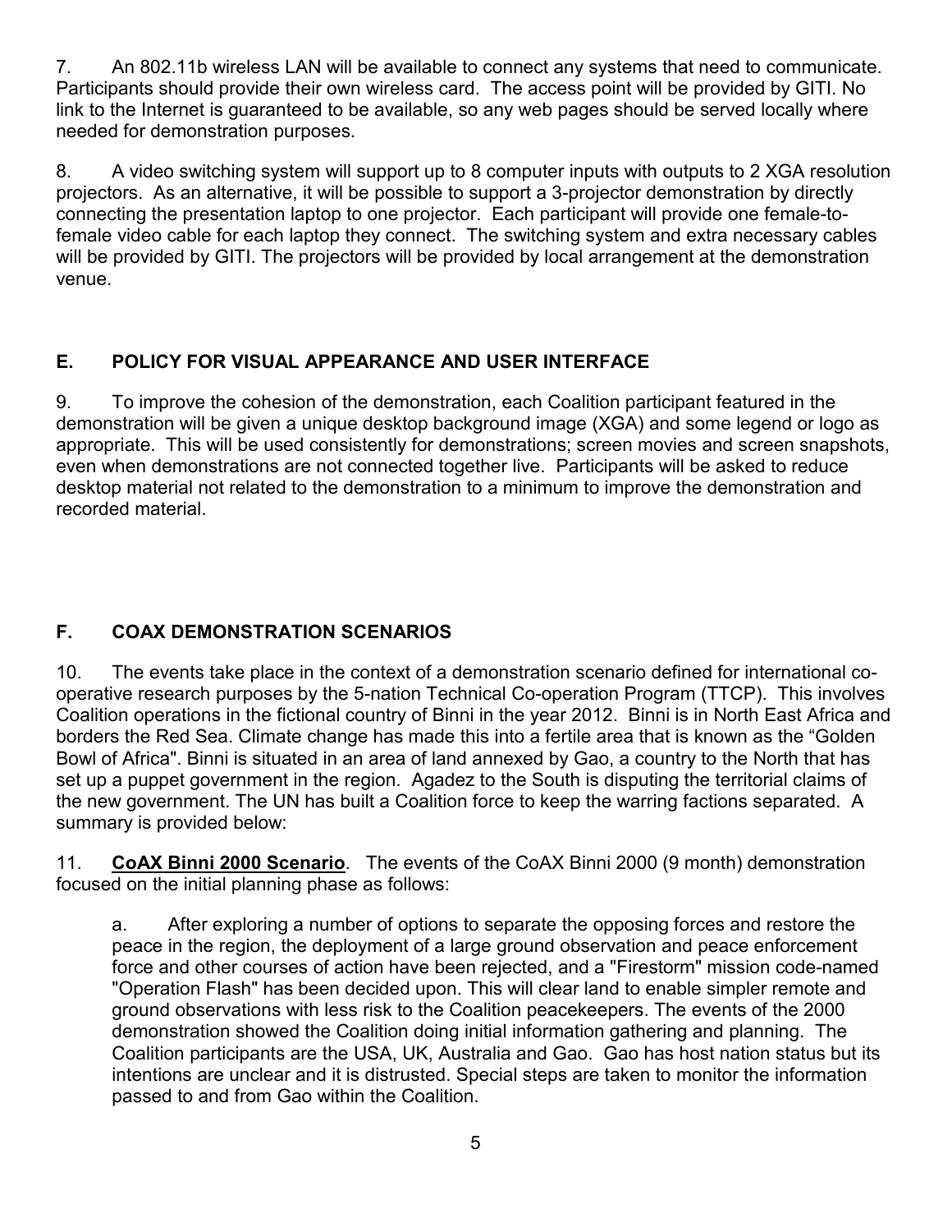7. An 802.11b wireless LAN will be available to connect any systems that need to communicate. Participants should provide their own wireless card. The access point will be provided by GITI. No link to the Internet is guaranteed to be available, so any web pages should be served locally where needed for demonstration purposes.

8. A video switching system will support up to 8 computer inputs with outputs to 2 XGA resolution projectors. As an alternative, it will be possible to support a 3-projector demonstration by directly connecting the presentation laptop to one projector. Each participant will provide one female-to-female video cable for each laptop they connect. The switching system and extra necessary cables will be provided by GITI. The projectors will be provided by local arrangement at the demonstration venue.

## E. POLICY FOR VISUAL APPEARANCE AND USER INTERFACE

9. To improve the cohesion of the demonstration, each Coalition participant featured in the demonstration will be given a unique desktop background image (XGA) and some legend or logo as appropriate. This will be used consistently for demonstrations; screen movies and screen snapshots, even when demonstrations are not connected together live. Participants will be asked to reduce desktop material not related to the demonstration to a minimum to improve the demonstration and recorded material.

## F. COAX DEMONSTRATION SCENARIOS

10. The events take place in the context of a demonstration scenario defined for international co-operative research purposes by the 5-nation Technical Co-operation Program (TTCP). This involves Coalition operations in the fictional country of Binni in the year 2012. Binni is in North East Africa and borders the Red Sea. Climate change has made this into a fertile area that is known as the “Golden Bowl of Africa". Binni is situated in an area of land annexed by Gao, a country to the North that has set up a puppet government in the region. Agadez to the South is disputing the territorial claims of the new government. The UN has built a Coalition force to keep the warring factions separated. A summary is provided below:

11. **CoAX Binni 2000 Scenario**. The events of the CoAX Binni 2000 (9 month) demonstration focused on the initial planning phase as follows:

   a. After exploring a number of options to separate the opposing forces and restore the peace in the region, the deployment of a large ground observation and peace enforcement force and other courses of action have been rejected, and a "Firestorm" mission code-named "Operation Flash" has been decided upon. This will clear land to enable simpler remote and ground observations with less risk to the Coalition peacekeepers. The events of the 2000 demonstration showed the Coalition doing initial information gathering and planning. The Coalition participants are the USA, UK, Australia and Gao. Gao has host nation status but its intentions are unclear and it is distrusted. Special steps are taken to monitor the information passed to and from Gao within the Coalition.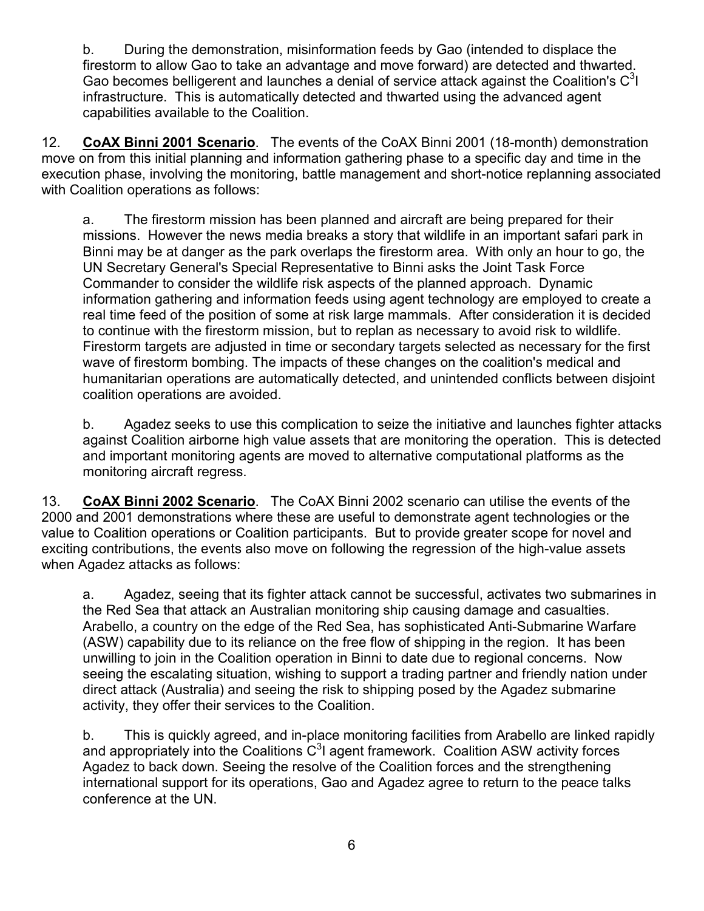b. During the demonstration, misinformation feeds by Gao (intended to displace the firestorm to allow Gao to take an advantage and move forward) are detected and thwarted. Gao becomes belligerent and launches a denial of service attack against the Coalition's $C^3I$ infrastructure. This is automatically detected and thwarted using the advanced agent capabilities available to the Coalition.

12. **CoAX Binni 2001 Scenario**. The events of the CoAX Binni 2001 (18-month) demonstration move on from this initial planning and information gathering phase to a specific day and time in the execution phase, involving the monitoring, battle management and short-notice replanning associated with Coalition operations as follows:

a. The firestorm mission has been planned and aircraft are being prepared for their missions. However the news media breaks a story that wildlife in an important safari park in Binni may be at danger as the park overlaps the firestorm area. With only an hour to go, the UN Secretary General's Special Representative to Binni asks the Joint Task Force Commander to consider the wildlife risk aspects of the planned approach. Dynamic information gathering and information feeds using agent technology are employed to create a real time feed of the position of some at risk large mammals. After consideration it is decided to continue with the firestorm mission, but to replan as necessary to avoid risk to wildlife. Firestorm targets are adjusted in time or secondary targets selected as necessary for the first wave of firestorm bombing. The impacts of these changes on the coalition's medical and humanitarian operations are automatically detected, and unintended conflicts between disjoint coalition operations are avoided.

b. Agadez seeks to use this complication to seize the initiative and launches fighter attacks against Coalition airborne high value assets that are monitoring the operation. This is detected and important monitoring agents are moved to alternative computational platforms as the monitoring aircraft regress.

13. **CoAX Binni 2002 Scenario**. The CoAX Binni 2002 scenario can utilise the events of the 2000 and 2001 demonstrations where these are useful to demonstrate agent technologies or the value to Coalition operations or Coalition participants. But to provide greater scope for novel and exciting contributions, the events also move on following the regression of the high-value assets when Agadez attacks as follows:

a. Agadez, seeing that its fighter attack cannot be successful, activates two submarines in the Red Sea that attack an Australian monitoring ship causing damage and casualties. Arabello, a country on the edge of the Red Sea, has sophisticated Anti-Submarine Warfare (ASW) capability due to its reliance on the free flow of shipping in the region. It has been unwilling to join in the Coalition operation in Binni to date due to regional concerns. Now seeing the escalating situation, wishing to support a trading partner and friendly nation under direct attack (Australia) and seeing the risk to shipping posed by the Agadez submarine activity, they offer their services to the Coalition.

b. This is quickly agreed, and in-place monitoring facilities from Arabello are linked rapidly and appropriately into the Coalitions $C^3I$ agent framework. Coalition ASW activity forces Agadez to back down. Seeing the resolve of the Coalition forces and the strengthening international support for its operations, Gao and Agadez agree to return to the peace talks conference at the UN.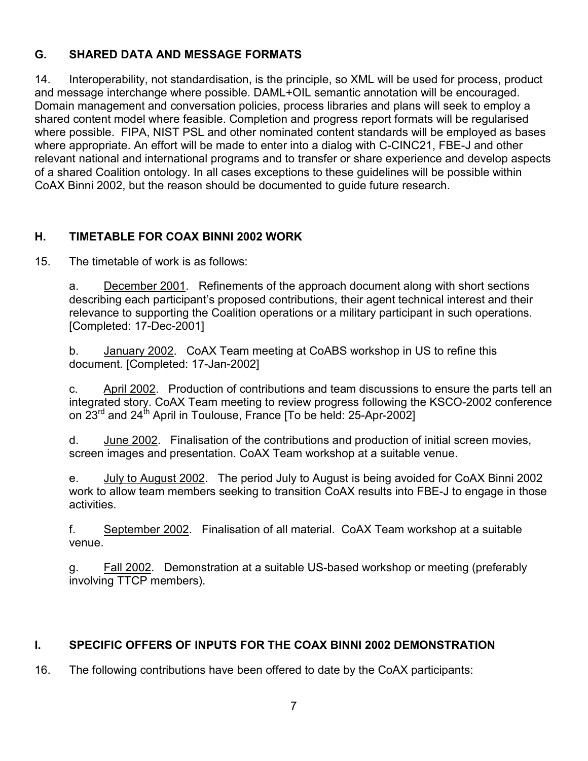## G. SHARED DATA AND MESSAGE FORMATS

14. Interoperability, not standardisation, is the principle, so XML will be used for process, product and message interchange where possible. DAML+OIL semantic annotation will be encouraged. Domain management and conversation policies, process libraries and plans will seek to employ a shared content model where feasible. Completion and progress report formats will be regularised where possible. FIPA, NIST PSL and other nominated content standards will be employed as bases where appropriate. An effort will be made to enter into a dialog with C-CINC21, FBE-J and other relevant national and international programs and to transfer or share experience and develop aspects of a shared Coalition ontology. In all cases exceptions to these guidelines will be possible within CoAX Binni 2002, but the reason should be documented to guide future research.

## H. TIMETABLE FOR COAX BINNI 2002 WORK

15. The timetable of work is as follows:

a. December 2001. Refinements of the approach document along with short sections describing each participant's proposed contributions, their agent technical interest and their relevance to supporting the Coalition operations or a military participant in such operations. [Completed: 17-Dec-2001]

b. January 2002. CoAX Team meeting at CoABS workshop in US to refine this document. [Completed: 17-Jan-2002]

c. April 2002. Production of contributions and team discussions to ensure the parts tell an integrated story. CoAX Team meeting to review progress following the KSCO-2002 conference on 23rd and 24th April in Toulouse, France [To be held: 25-Apr-2002]

d. June 2002. Finalisation of the contributions and production of initial screen movies, screen images and presentation. CoAX Team workshop at a suitable venue.

e. July to August 2002. The period July to August is being avoided for CoAX Binni 2002 work to allow team members seeking to transition CoAX results into FBE-J to engage in those activities.

f. September 2002. Finalisation of all material. CoAX Team workshop at a suitable venue.

g. Fall 2002. Demonstration at a suitable US-based workshop or meeting (preferably involving TTCP members).

## I. SPECIFIC OFFERS OF INPUTS FOR THE COAX BINNI 2002 DEMONSTRATION

16. The following contributions have been offered to date by the CoAX participants: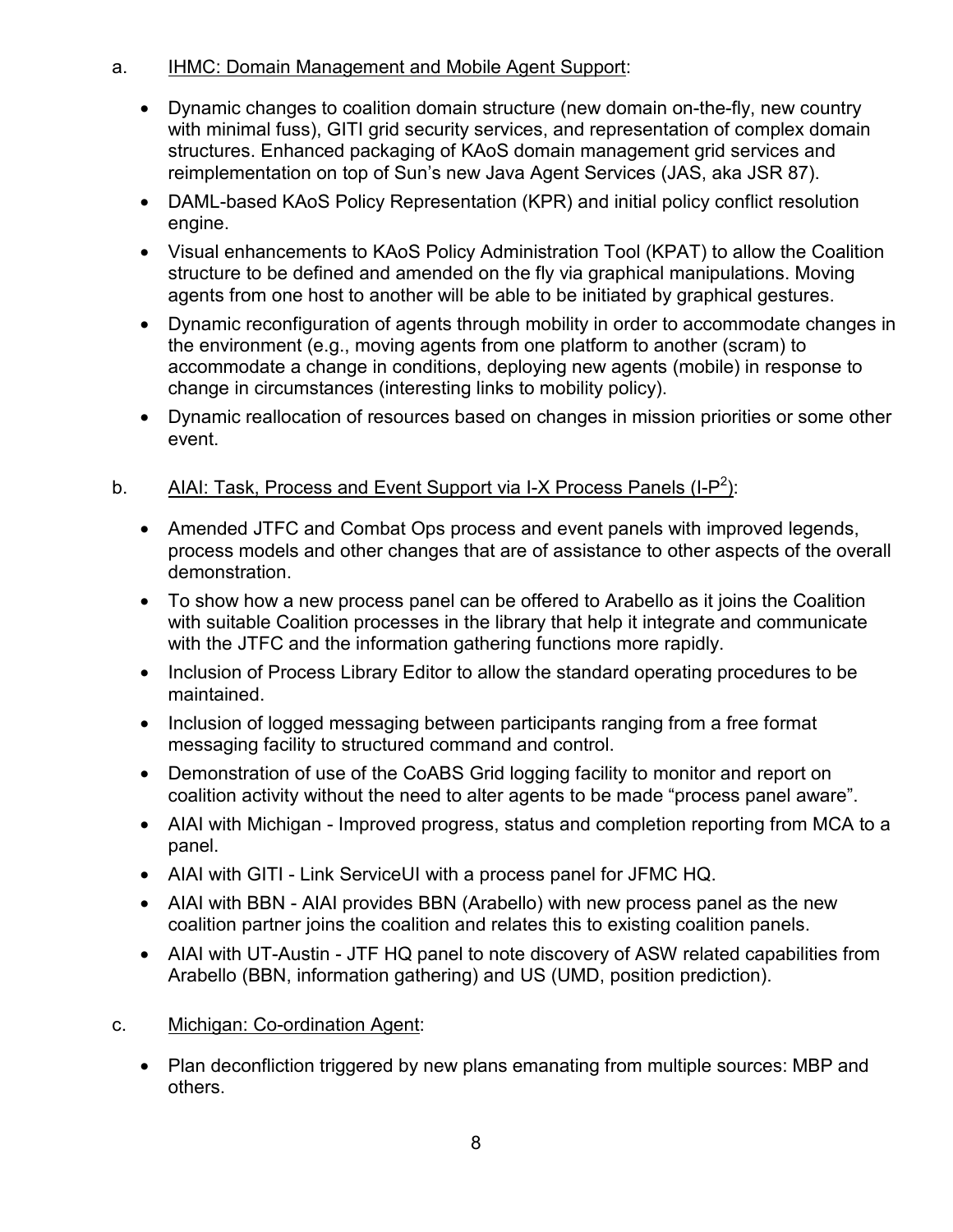a. <u>IHMC: Domain Management and Mobile Agent Support</u>:

- Dynamic changes to coalition domain structure (new domain on-the-fly, new country with minimal fuss), GITI grid security services, and representation of complex domain structures. Enhanced packaging of KAoS domain management grid services and reimplementation on top of Sun's new Java Agent Services (JAS, aka JSR 87).
- DAML-based KAoS Policy Representation (KPR) and initial policy conflict resolution engine.
- Visual enhancements to KAoS Policy Administration Tool (KPAT) to allow the Coalition structure to be defined and amended on the fly via graphical manipulations. Moving agents from one host to another will be able to be initiated by graphical gestures.
- Dynamic reconfiguration of agents through mobility in order to accommodate changes in the environment (e.g., moving agents from one platform to another (scram) to accommodate a change in conditions, deploying new agents (mobile) in response to change in circumstances (interesting links to mobility policy).
- Dynamic reallocation of resources based on changes in mission priorities or some other event.

b. <u>AIAI: Task, Process and Event Support via I-X Process Panels (I-P$^2$)</u>:

- Amended JTFC and Combat Ops process and event panels with improved legends, process models and other changes that are of assistance to other aspects of the overall demonstration.
- To show how a new process panel can be offered to Arabello as it joins the Coalition with suitable Coalition processes in the library that help it integrate and communicate with the JTFC and the information gathering functions more rapidly.
- Inclusion of Process Library Editor to allow the standard operating procedures to be maintained.
- Inclusion of logged messaging between participants ranging from a free format messaging facility to structured command and control.
- Demonstration of use of the CoABS Grid logging facility to monitor and report on coalition activity without the need to alter agents to be made "process panel aware".
- AIAI with Michigan - Improved progress, status and completion reporting from MCA to a panel.
- AIAI with GITI - Link ServiceUI with a process panel for JFMC HQ.
- AIAI with BBN - AIAI provides BBN (Arabello) with new process panel as the new coalition partner joins the coalition and relates this to existing coalition panels.
- AIAI with UT-Austin - JTF HQ panel to note discovery of ASW related capabilities from Arabello (BBN, information gathering) and US (UMD, position prediction).

c. <u>Michigan: Co-ordination Agent</u>:

- Plan deconfliction triggered by new plans emanating from multiple sources: MBP and others.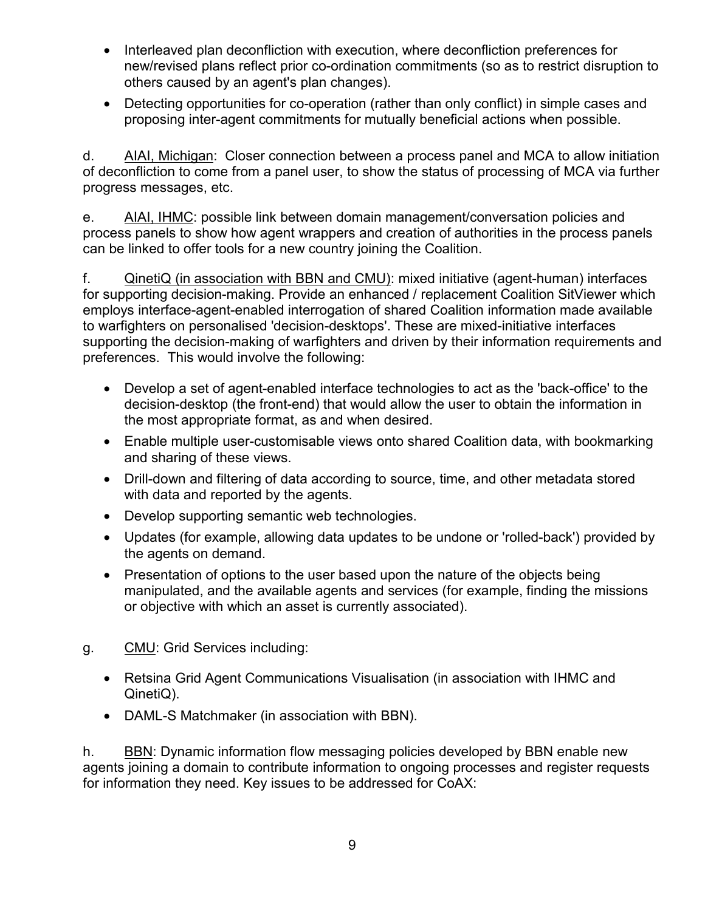- Interleaved plan deconfliction with execution, where deconfliction preferences for new/revised plans reflect prior co-ordination commitments (so as to restrict disruption to others caused by an agent's plan changes).
- Detecting opportunities for co-operation (rather than only conflict) in simple cases and proposing inter-agent commitments for mutually beneficial actions when possible.

d. AIAI, Michigan: Closer connection between a process panel and MCA to allow initiation of deconfliction to come from a panel user, to show the status of processing of MCA via further progress messages, etc.

e. AIAI, IHMC: possible link between domain management/conversation policies and process panels to show how agent wrappers and creation of authorities in the process panels can be linked to offer tools for a new country joining the Coalition.

f. QinetiQ (in association with BBN and CMU): mixed initiative (agent-human) interfaces for supporting decision-making. Provide an enhanced / replacement Coalition SitViewer which employs interface-agent-enabled interrogation of shared Coalition information made available to warfighters on personalised 'decision-desktops'. These are mixed-initiative interfaces supporting the decision-making of warfighters and driven by their information requirements and preferences. This would involve the following:

- Develop a set of agent-enabled interface technologies to act as the 'back-office' to the decision-desktop (the front-end) that would allow the user to obtain the information in the most appropriate format, as and when desired.
- Enable multiple user-customisable views onto shared Coalition data, with bookmarking and sharing of these views.
- Drill-down and filtering of data according to source, time, and other metadata stored with data and reported by the agents.
- Develop supporting semantic web technologies.
- Updates (for example, allowing data updates to be undone or 'rolled-back') provided by the agents on demand.
- Presentation of options to the user based upon the nature of the objects being manipulated, and the available agents and services (for example, finding the missions or objective with which an asset is currently associated).

g. CMU: Grid Services including:

- Retsina Grid Agent Communications Visualisation (in association with IHMC and QinetiQ).
- DAML-S Matchmaker (in association with BBN).

h. BBN: Dynamic information flow messaging policies developed by BBN enable new agents joining a domain to contribute information to ongoing processes and register requests for information they need. Key issues to be addressed for CoAX: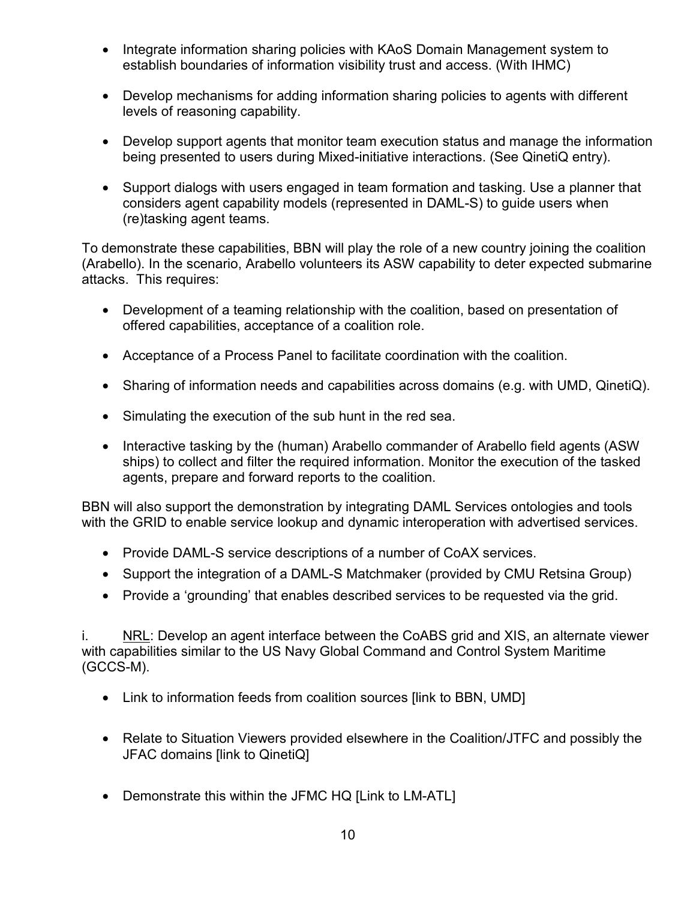- Integrate information sharing policies with KAoS Domain Management system to establish boundaries of information visibility trust and access. (With IHMC)

- Develop mechanisms for adding information sharing policies to agents with different levels of reasoning capability.

- Develop support agents that monitor team execution status and manage the information being presented to users during Mixed-initiative interactions. (See QinetiQ entry).

- Support dialogs with users engaged in team formation and tasking. Use a planner that considers agent capability models (represented in DAML-S) to guide users when (re)tasking agent teams.

To demonstrate these capabilities, BBN will play the role of a new country joining the coalition (Arabello). In the scenario, Arabello volunteers its ASW capability to deter expected submarine attacks. This requires:

- Development of a teaming relationship with the coalition, based on presentation of offered capabilities, acceptance of a coalition role.

- Acceptance of a Process Panel to facilitate coordination with the coalition.

- Sharing of information needs and capabilities across domains (e.g. with UMD, QinetiQ).

- Simulating the execution of the sub hunt in the red sea.

- Interactive tasking by the (human) Arabello commander of Arabello field agents (ASW ships) to collect and filter the required information. Monitor the execution of the tasked agents, prepare and forward reports to the coalition.

BBN will also support the demonstration by integrating DAML Services ontologies and tools with the GRID to enable service lookup and dynamic interoperation with advertised services.

- Provide DAML-S service descriptions of a number of CoAX services.
- Support the integration of a DAML-S Matchmaker (provided by CMU Retsina Group)
- Provide a ‘grounding’ that enables described services to be requested via the grid.

i. <u>NRL</u>: Develop an agent interface between the CoABS grid and XIS, an alternate viewer with capabilities similar to the US Navy Global Command and Control System Maritime (GCCS-M).

- Link to information feeds from coalition sources [link to BBN, UMD]

- Relate to Situation Viewers provided elsewhere in the Coalition/JTFC and possibly the JFAC domains [link to QinetiQ]

- Demonstrate this within the JFMC HQ [Link to LM-ATL]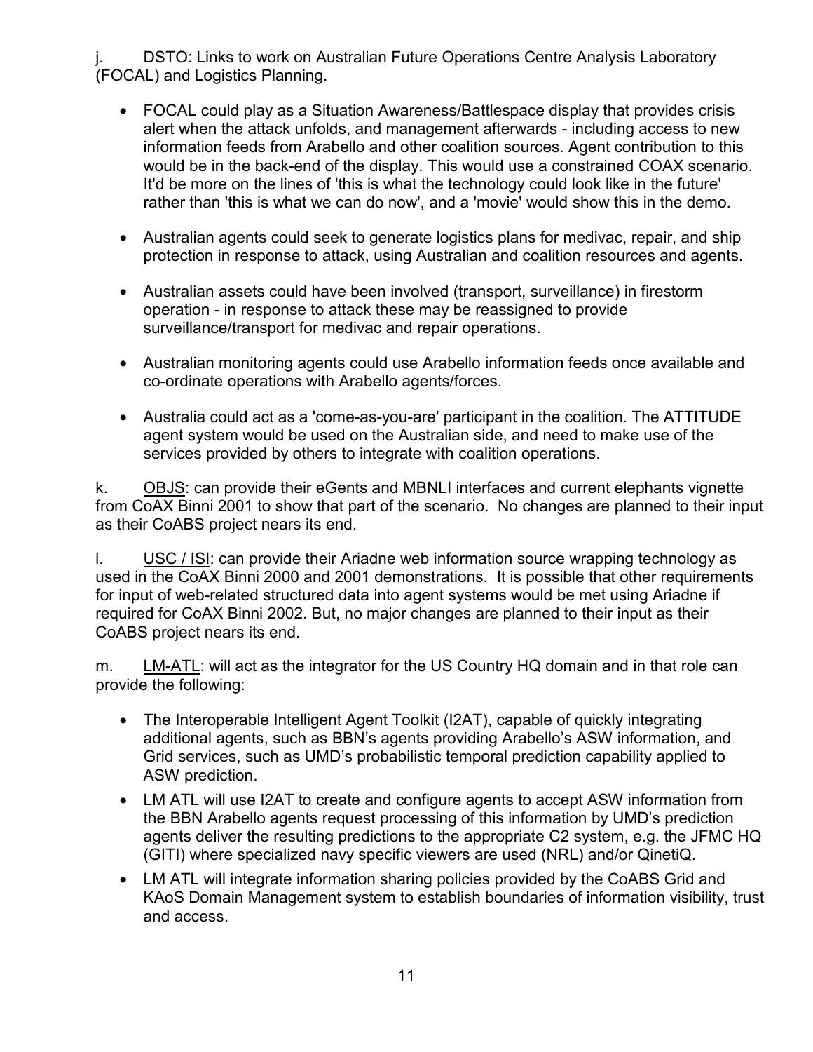j. <u>DSTO</u>: Links to work on Australian Future Operations Centre Analysis Laboratory (FOCAL) and Logistics Planning.

- FOCAL could play as a Situation Awareness/Battlespace display that provides crisis alert when the attack unfolds, and management afterwards - including access to new information feeds from Arabello and other coalition sources. Agent contribution to this would be in the back-end of the display. This would use a constrained COAX scenario. It'd be more on the lines of 'this is what the technology could look like in the future' rather than 'this is what we can do now', and a 'movie' would show this in the demo.

- Australian agents could seek to generate logistics plans for medivac, repair, and ship protection in response to attack, using Australian and coalition resources and agents.

- Australian assets could have been involved (transport, surveillance) in firestorm operation - in response to attack these may be reassigned to provide surveillance/transport for medivac and repair operations.

- Australian monitoring agents could use Arabello information feeds once available and co-ordinate operations with Arabello agents/forces.

- Australia could act as a 'come-as-you-are' participant in the coalition. The ATTITUDE agent system would be used on the Australian side, and need to make use of the services provided by others to integrate with coalition operations.

k. <u>OBJS</u>: can provide their eGents and MBNLI interfaces and current elephants vignette from CoAX Binni 2001 to show that part of the scenario. No changes are planned to their input as their CoABS project nears its end.

l. <u>USC / ISI</u>: can provide their Ariadne web information source wrapping technology as used in the CoAX Binni 2000 and 2001 demonstrations. It is possible that other requirements for input of web-related structured data into agent systems would be met using Ariadne if required for CoAX Binni 2002. But, no major changes are planned to their input as their CoABS project nears its end.

m. <u>LM-ATL</u>: will act as the integrator for the US Country HQ domain and in that role can provide the following:

- The Interoperable Intelligent Agent Toolkit (I2AT), capable of quickly integrating additional agents, such as BBN's agents providing Arabello's ASW information, and Grid services, such as UMD's probabilistic temporal prediction capability applied to ASW prediction.
- LM ATL will use I2AT to create and configure agents to accept ASW information from the BBN Arabello agents request processing of this information by UMD's prediction agents deliver the resulting predictions to the appropriate C2 system, e.g. the JFMC HQ (GITI) where specialized navy specific viewers are used (NRL) and/or QinetiQ.
- LM ATL will integrate information sharing policies provided by the CoABS Grid and KAoS Domain Management system to establish boundaries of information visibility, trust and access.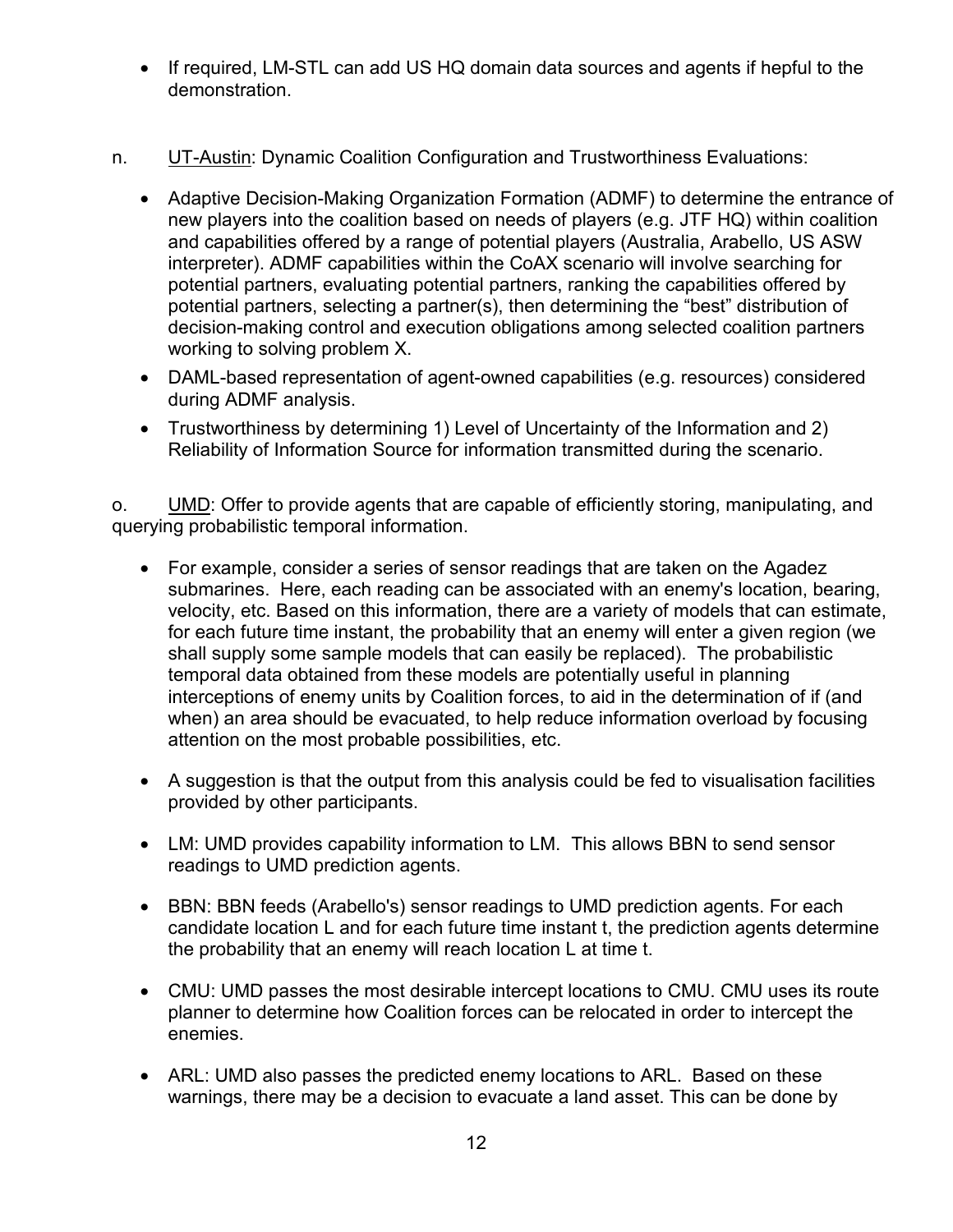- If required, LM-STL can add US HQ domain data sources and agents if hepful to the demonstration.

n. UT-Austin: Dynamic Coalition Configuration and Trustworthiness Evaluations:

- Adaptive Decision-Making Organization Formation (ADMF) to determine the entrance of new players into the coalition based on needs of players (e.g. JTF HQ) within coalition and capabilities offered by a range of potential players (Australia, Arabello, US ASW interpreter). ADMF capabilities within the CoAX scenario will involve searching for potential partners, evaluating potential partners, ranking the capabilities offered by potential partners, selecting a partner(s), then determining the "best" distribution of decision-making control and execution obligations among selected coalition partners working to solving problem X.
- DAML-based representation of agent-owned capabilities (e.g. resources) considered during ADMF analysis.
- Trustworthiness by determining 1) Level of Uncertainty of the Information and 2) Reliability of Information Source for information transmitted during the scenario.

o. UMD: Offer to provide agents that are capable of efficiently storing, manipulating, and querying probabilistic temporal information.

- For example, consider a series of sensor readings that are taken on the Agadez submarines. Here, each reading can be associated with an enemy's location, bearing, velocity, etc. Based on this information, there are a variety of models that can estimate, for each future time instant, the probability that an enemy will enter a given region (we shall supply some sample models that can easily be replaced). The probabilistic temporal data obtained from these models are potentially useful in planning interceptions of enemy units by Coalition forces, to aid in the determination of if (and when) an area should be evacuated, to help reduce information overload by focusing attention on the most probable possibilities, etc.

- A suggestion is that the output from this analysis could be fed to visualisation facilities provided by other participants.

- LM: UMD provides capability information to LM. This allows BBN to send sensor readings to UMD prediction agents.

- BBN: BBN feeds (Arabello's) sensor readings to UMD prediction agents. For each candidate location L and for each future time instant t, the prediction agents determine the probability that an enemy will reach location L at time t.

- CMU: UMD passes the most desirable intercept locations to CMU. CMU uses its route planner to determine how Coalition forces can be relocated in order to intercept the enemies.

- ARL: UMD also passes the predicted enemy locations to ARL. Based on these warnings, there may be a decision to evacuate a land asset. This can be done by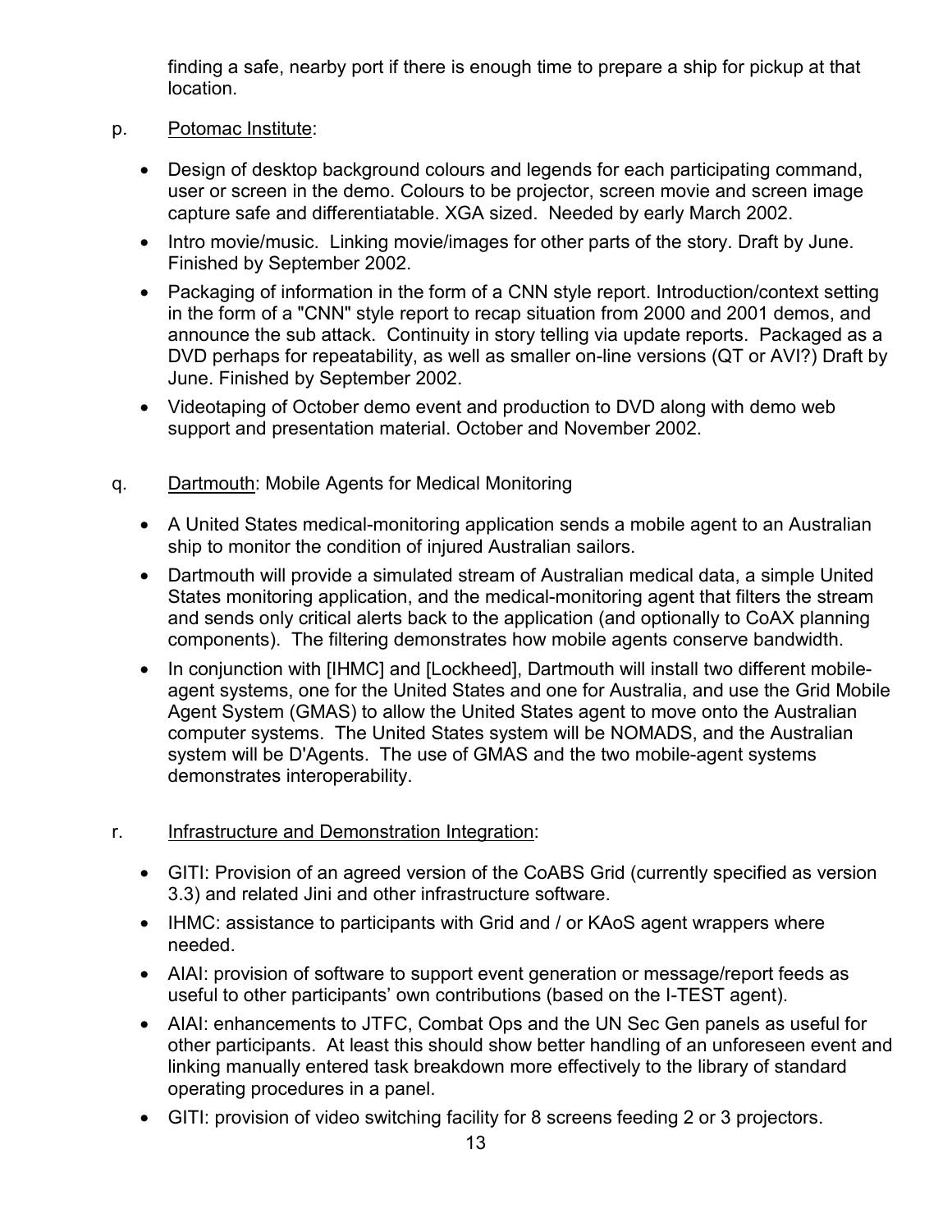finding a safe, nearby port if there is enough time to prepare a ship for pickup at that location.

p. Potomac Institute:

- Design of desktop background colours and legends for each participating command, user or screen in the demo. Colours to be projector, screen movie and screen image capture safe and differentiatable. XGA sized. Needed by early March 2002.
- Intro movie/music. Linking movie/images for other parts of the story. Draft by June. Finished by September 2002.
- Packaging of information in the form of a CNN style report. Introduction/context setting in the form of a "CNN" style report to recap situation from 2000 and 2001 demos, and announce the sub attack. Continuity in story telling via update reports. Packaged as a DVD perhaps for repeatability, as well as smaller on-line versions (QT or AVI?) Draft by June. Finished by September 2002.
- Videotaping of October demo event and production to DVD along with demo web support and presentation material. October and November 2002.

q. Dartmouth: Mobile Agents for Medical Monitoring

- A United States medical-monitoring application sends a mobile agent to an Australian ship to monitor the condition of injured Australian sailors.
- Dartmouth will provide a simulated stream of Australian medical data, a simple United States monitoring application, and the medical-monitoring agent that filters the stream and sends only critical alerts back to the application (and optionally to CoAX planning components). The filtering demonstrates how mobile agents conserve bandwidth.
- In conjunction with [IHMC] and [Lockheed], Dartmouth will install two different mobile-agent systems, one for the United States and one for Australia, and use the Grid Mobile Agent System (GMAS) to allow the United States agent to move onto the Australian computer systems. The United States system will be NOMADS, and the Australian system will be D'Agents. The use of GMAS and the two mobile-agent systems demonstrates interoperability.

r. Infrastructure and Demonstration Integration:

- GITI: Provision of an agreed version of the CoABS Grid (currently specified as version 3.3) and related Jini and other infrastructure software.
- IHMC: assistance to participants with Grid and / or KAoS agent wrappers where needed.
- AIAI: provision of software to support event generation or message/report feeds as useful to other participants' own contributions (based on the I-TEST agent).
- AIAI: enhancements to JTFC, Combat Ops and the UN Sec Gen panels as useful for other participants. At least this should show better handling of an unforeseen event and linking manually entered task breakdown more effectively to the library of standard operating procedures in a panel.
- GITI: provision of video switching facility for 8 screens feeding 2 or 3 projectors.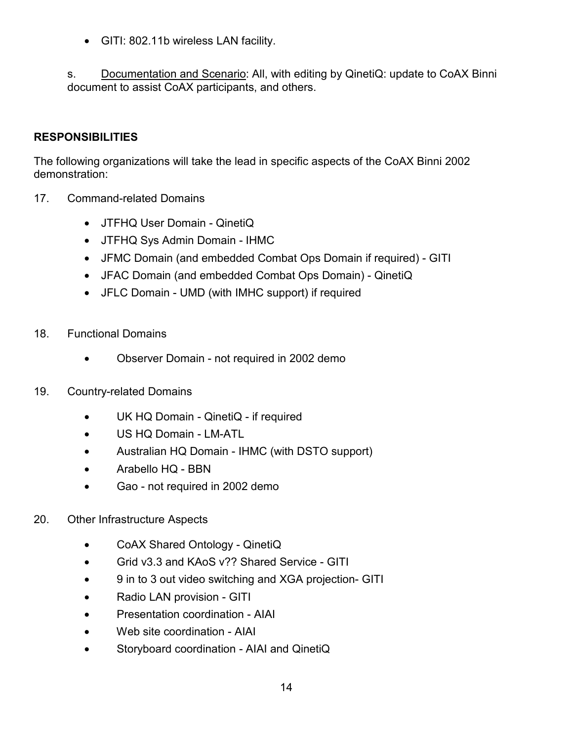- GITI: 802.11b wireless LAN facility.

s. Documentation and Scenario: All, with editing by QinetiQ: update to CoAX Binni document to assist CoAX participants, and others.

**RESPONSIBILITIES**

The following organizations will take the lead in specific aspects of the CoAX Binni 2002 demonstration:

17. Command-related Domains

    - JTFHQ User Domain - QinetiQ
    - JTFHQ Sys Admin Domain - IHMC
    - JFMC Domain (and embedded Combat Ops Domain if required) - GITI
    - JFAC Domain (and embedded Combat Ops Domain) - QinetiQ
    - JFLC Domain - UMD (with IMHC support) if required

18. Functional Domains

    - Observer Domain - not required in 2002 demo

19. Country-related Domains

    - UK HQ Domain - QinetiQ - if required
    - US HQ Domain - LM-ATL
    - Australian HQ Domain - IHMC (with DSTO support)
    - Arabello HQ - BBN
    - Gao - not required in 2002 demo

20. Other Infrastructure Aspects

    - CoAX Shared Ontology - QinetiQ
    - Grid v3.3 and KAoS v?? Shared Service - GITI
    - 9 in to 3 out video switching and XGA projection- GITI
    - Radio LAN provision - GITI
    - Presentation coordination - AIAI
    - Web site coordination - AIAI
    - Storyboard coordination - AIAI and QinetiQ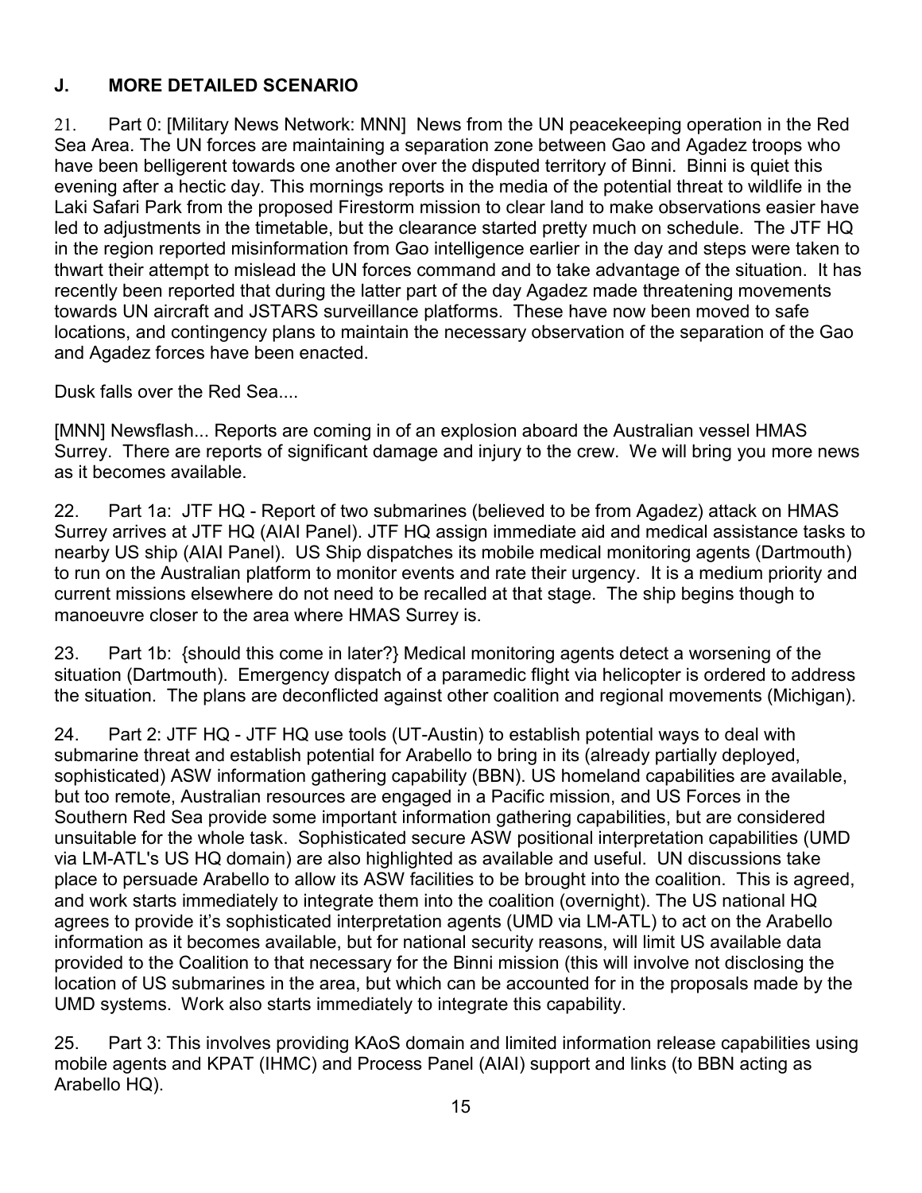## J. MORE DETAILED SCENARIO

21. Part 0: [Military News Network: MNN] News from the UN peacekeeping operation in the Red Sea Area. The UN forces are maintaining a separation zone between Gao and Agadez troops who have been belligerent towards one another over the disputed territory of Binni. Binni is quiet this evening after a hectic day. This mornings reports in the media of the potential threat to wildlife in the Laki Safari Park from the proposed Firestorm mission to clear land to make observations easier have led to adjustments in the timetable, but the clearance started pretty much on schedule. The JTF HQ in the region reported misinformation from Gao intelligence earlier in the day and steps were taken to thwart their attempt to mislead the UN forces command and to take advantage of the situation. It has recently been reported that during the latter part of the day Agadez made threatening movements towards UN aircraft and JSTARS surveillance platforms. These have now been moved to safe locations, and contingency plans to maintain the necessary observation of the separation of the Gao and Agadez forces have been enacted.

Dusk falls over the Red Sea....

[MNN] Newsflash... Reports are coming in of an explosion aboard the Australian vessel HMAS Surrey. There are reports of significant damage and injury to the crew. We will bring you more news as it becomes available.

22. Part 1a: JTF HQ - Report of two submarines (believed to be from Agadez) attack on HMAS Surrey arrives at JTF HQ (AIAI Panel). JTF HQ assign immediate aid and medical assistance tasks to nearby US ship (AIAI Panel). US Ship dispatches its mobile medical monitoring agents (Dartmouth) to run on the Australian platform to monitor events and rate their urgency. It is a medium priority and current missions elsewhere do not need to be recalled at that stage. The ship begins though to manoeuvre closer to the area where HMAS Surrey is.

23. Part 1b: {should this come in later?} Medical monitoring agents detect a worsening of the situation (Dartmouth). Emergency dispatch of a paramedic flight via helicopter is ordered to address the situation. The plans are deconflicted against other coalition and regional movements (Michigan).

24. Part 2: JTF HQ - JTF HQ use tools (UT-Austin) to establish potential ways to deal with submarine threat and establish potential for Arabello to bring in its (already partially deployed, sophisticated) ASW information gathering capability (BBN). US homeland capabilities are available, but too remote, Australian resources are engaged in a Pacific mission, and US Forces in the Southern Red Sea provide some important information gathering capabilities, but are considered unsuitable for the whole task. Sophisticated secure ASW positional interpretation capabilities (UMD via LM-ATL's US HQ domain) are also highlighted as available and useful. UN discussions take place to persuade Arabello to allow its ASW facilities to be brought into the coalition. This is agreed, and work starts immediately to integrate them into the coalition (overnight). The US national HQ agrees to provide it's sophisticated interpretation agents (UMD via LM-ATL) to act on the Arabello information as it becomes available, but for national security reasons, will limit US available data provided to the Coalition to that necessary for the Binni mission (this will involve not disclosing the location of US submarines in the area, but which can be accounted for in the proposals made by the UMD systems. Work also starts immediately to integrate this capability.

25. Part 3: This involves providing KAoS domain and limited information release capabilities using mobile agents and KPAT (IHMC) and Process Panel (AIAI) support and links (to BBN acting as Arabello HQ).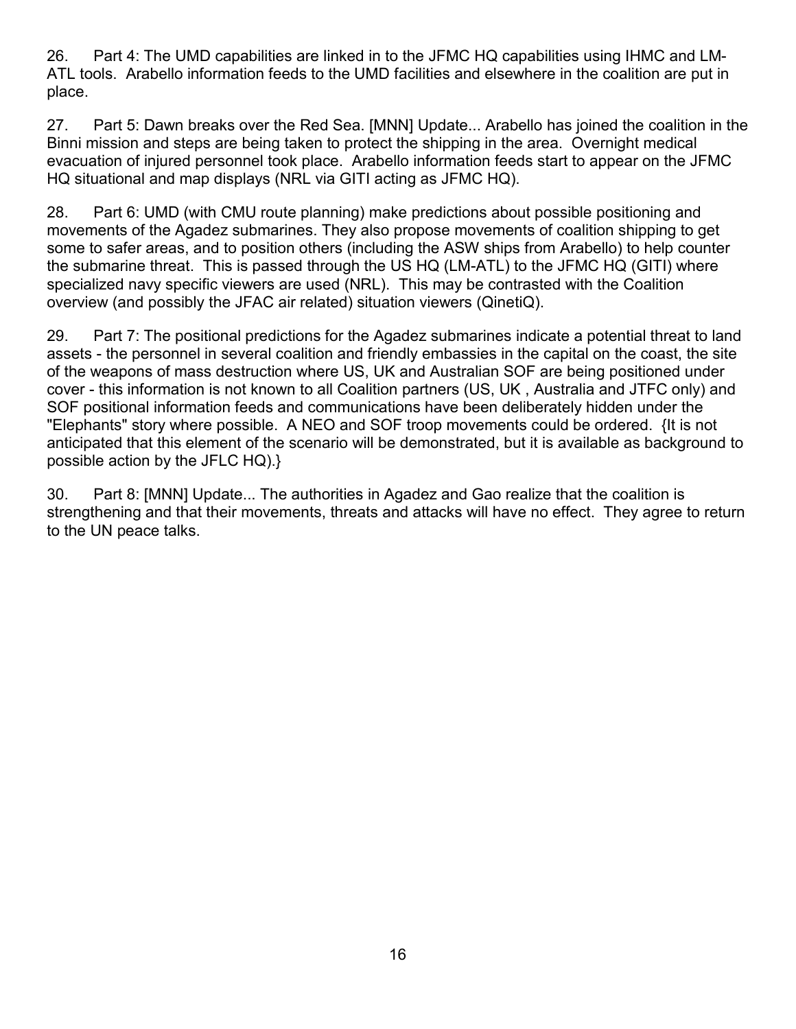26. Part 4: The UMD capabilities are linked in to the JFMC HQ capabilities using IHMC and LM-ATL tools. Arabello information feeds to the UMD facilities and elsewhere in the coalition are put in place.

27. Part 5: Dawn breaks over the Red Sea. [MNN] Update... Arabello has joined the coalition in the Binni mission and steps are being taken to protect the shipping in the area. Overnight medical evacuation of injured personnel took place. Arabello information feeds start to appear on the JFMC HQ situational and map displays (NRL via GITI acting as JFMC HQ).

28. Part 6: UMD (with CMU route planning) make predictions about possible positioning and movements of the Agadez submarines. They also propose movements of coalition shipping to get some to safer areas, and to position others (including the ASW ships from Arabello) to help counter the submarine threat. This is passed through the US HQ (LM-ATL) to the JFMC HQ (GITI) where specialized navy specific viewers are used (NRL). This may be contrasted with the Coalition overview (and possibly the JFAC air related) situation viewers (QinetiQ).

29. Part 7: The positional predictions for the Agadez submarines indicate a potential threat to land assets - the personnel in several coalition and friendly embassies in the capital on the coast, the site of the weapons of mass destruction where US, UK and Australian SOF are being positioned under cover - this information is not known to all Coalition partners (US, UK , Australia and JTFC only) and SOF positional information feeds and communications have been deliberately hidden under the "Elephants" story where possible. A NEO and SOF troop movements could be ordered. {It is not anticipated that this element of the scenario will be demonstrated, but it is available as background to possible action by the JFLC HQ).}

30. Part 8: [MNN] Update... The authorities in Agadez and Gao realize that the coalition is strengthening and that their movements, threats and attacks will have no effect. They agree to return to the UN peace talks.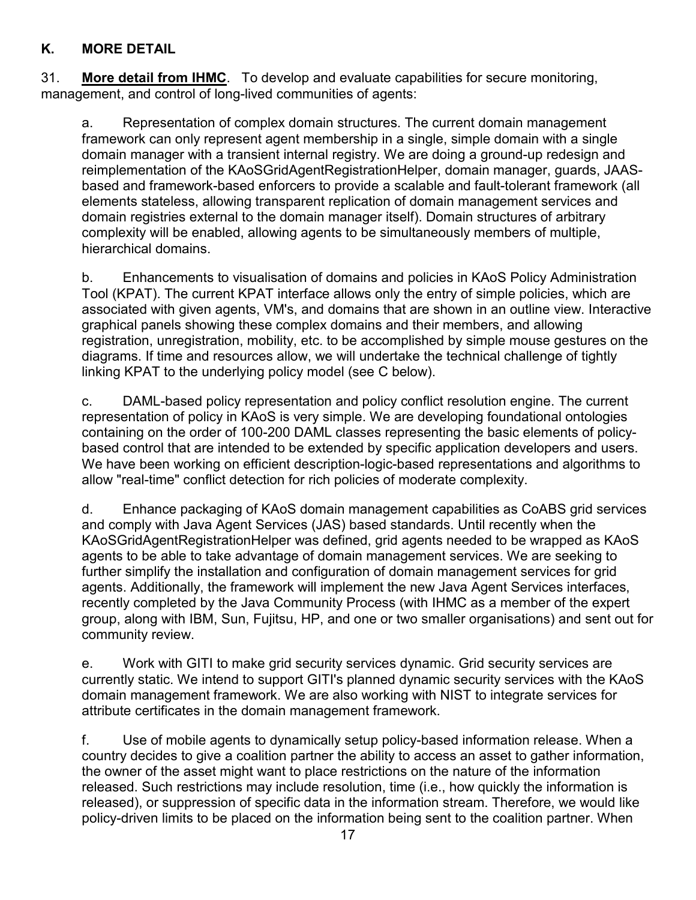## K. MORE DETAIL

31. **More detail from IHMC**. To develop and evaluate capabilities for secure monitoring, management, and control of long-lived communities of agents:

a. Representation of complex domain structures. The current domain management framework can only represent agent membership in a single, simple domain with a single domain manager with a transient internal registry. We are doing a ground-up redesign and reimplementation of the KAoSGridAgentRegistrationHelper, domain manager, guards, JAAS-based and framework-based enforcers to provide a scalable and fault-tolerant framework (all elements stateless, allowing transparent replication of domain management services and domain registries external to the domain manager itself). Domain structures of arbitrary complexity will be enabled, allowing agents to be simultaneously members of multiple, hierarchical domains.

b. Enhancements to visualisation of domains and policies in KAoS Policy Administration Tool (KPAT). The current KPAT interface allows only the entry of simple policies, which are associated with given agents, VM's, and domains that are shown in an outline view. Interactive graphical panels showing these complex domains and their members, and allowing registration, unregistration, mobility, etc. to be accomplished by simple mouse gestures on the diagrams. If time and resources allow, we will undertake the technical challenge of tightly linking KPAT to the underlying policy model (see C below).

c. DAML-based policy representation and policy conflict resolution engine. The current representation of policy in KAoS is very simple. We are developing foundational ontologies containing on the order of 100-200 DAML classes representing the basic elements of policy-based control that are intended to be extended by specific application developers and users. We have been working on efficient description-logic-based representations and algorithms to allow "real-time" conflict detection for rich policies of moderate complexity.

d. Enhance packaging of KAoS domain management capabilities as CoABS grid services and comply with Java Agent Services (JAS) based standards. Until recently when the KAoSGridAgentRegistrationHelper was defined, grid agents needed to be wrapped as KAoS agents to be able to take advantage of domain management services. We are seeking to further simplify the installation and configuration of domain management services for grid agents. Additionally, the framework will implement the new Java Agent Services interfaces, recently completed by the Java Community Process (with IHMC as a member of the expert group, along with IBM, Sun, Fujitsu, HP, and one or two smaller organisations) and sent out for community review.

e. Work with GITI to make grid security services dynamic. Grid security services are currently static. We intend to support GITI's planned dynamic security services with the KAoS domain management framework. We are also working with NIST to integrate services for attribute certificates in the domain management framework.

f. Use of mobile agents to dynamically setup policy-based information release. When a country decides to give a coalition partner the ability to access an asset to gather information, the owner of the asset might want to place restrictions on the nature of the information released. Such restrictions may include resolution, time (i.e., how quickly the information is released), or suppression of specific data in the information stream. Therefore, we would like policy-driven limits to be placed on the information being sent to the coalition partner. When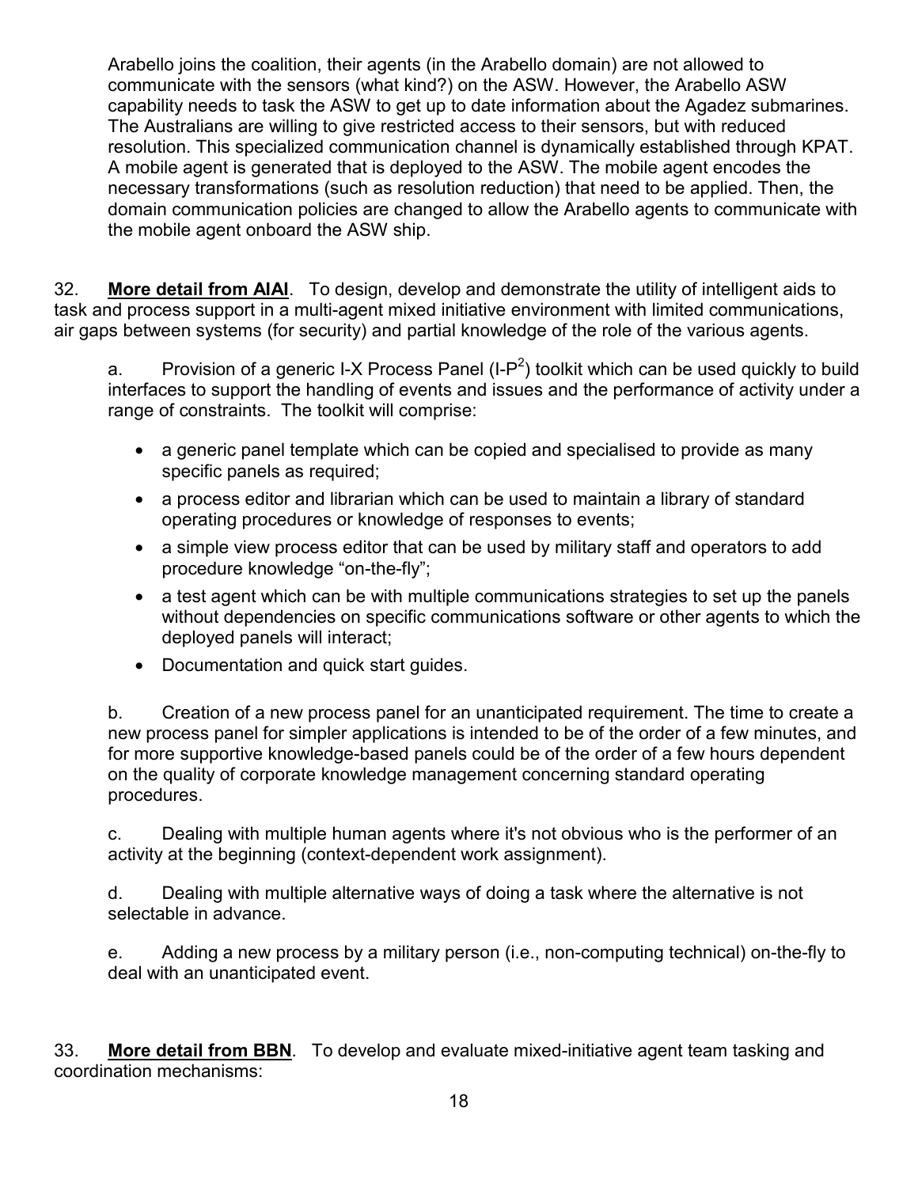Arabello joins the coalition, their agents (in the Arabello domain) are not allowed to communicate with the sensors (what kind?) on the ASW. However, the Arabello ASW capability needs to task the ASW to get up to date information about the Agadez submarines. The Australians are willing to give restricted access to their sensors, but with reduced resolution. This specialized communication channel is dynamically established through KPAT. A mobile agent is generated that is deployed to the ASW. The mobile agent encodes the necessary transformations (such as resolution reduction) that need to be applied. Then, the domain communication policies are changed to allow the Arabello agents to communicate with the mobile agent onboard the ASW ship.

32. **More detail from AIAI**. To design, develop and demonstrate the utility of intelligent aids to task and process support in a multi-agent mixed initiative environment with limited communications, air gaps between systems (for security) and partial knowledge of the role of the various agents.

a. Provision of a generic I-X Process Panel (I-$P^2$) toolkit which can be used quickly to build interfaces to support the handling of events and issues and the performance of activity under a range of constraints. The toolkit will comprise:

- a generic panel template which can be copied and specialised to provide as many specific panels as required;
- a process editor and librarian which can be used to maintain a library of standard operating procedures or knowledge of responses to events;
- a simple view process editor that can be used by military staff and operators to add procedure knowledge "on-the-fly";
- a test agent which can be with multiple communications strategies to set up the panels without dependencies on specific communications software or other agents to which the deployed panels will interact;
- Documentation and quick start guides.

b. Creation of a new process panel for an unanticipated requirement. The time to create a new process panel for simpler applications is intended to be of the order of a few minutes, and for more supportive knowledge-based panels could be of the order of a few hours dependent on the quality of corporate knowledge management concerning standard operating procedures.

c. Dealing with multiple human agents where it's not obvious who is the performer of an activity at the beginning (context-dependent work assignment).

d. Dealing with multiple alternative ways of doing a task where the alternative is not selectable in advance.

e. Adding a new process by a military person (i.e., non-computing technical) on-the-fly to deal with an unanticipated event.

33. **More detail from BBN**. To develop and evaluate mixed-initiative agent team tasking and coordination mechanisms: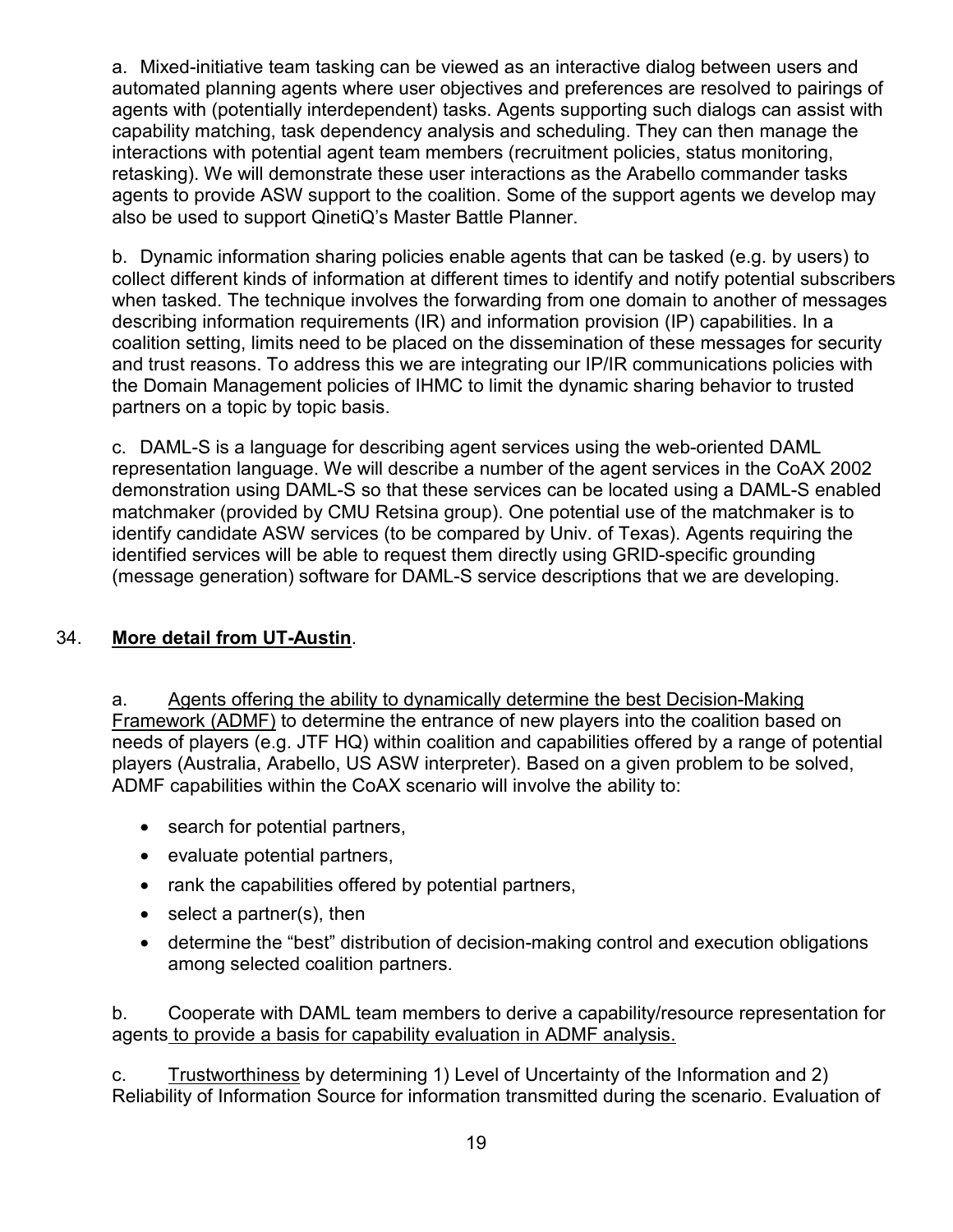a. Mixed-initiative team tasking can be viewed as an interactive dialog between users and automated planning agents where user objectives and preferences are resolved to pairings of agents with (potentially interdependent) tasks. Agents supporting such dialogs can assist with capability matching, task dependency analysis and scheduling. They can then manage the interactions with potential agent team members (recruitment policies, status monitoring, retasking). We will demonstrate these user interactions as the Arabello commander tasks agents to provide ASW support to the coalition. Some of the support agents we develop may also be used to support QinetiQ's Master Battle Planner.

b. Dynamic information sharing policies enable agents that can be tasked (e.g. by users) to collect different kinds of information at different times to identify and notify potential subscribers when tasked. The technique involves the forwarding from one domain to another of messages describing information requirements (IR) and information provision (IP) capabilities. In a coalition setting, limits need to be placed on the dissemination of these messages for security and trust reasons. To address this we are integrating our IP/IR communications policies with the Domain Management policies of IHMC to limit the dynamic sharing behavior to trusted partners on a topic by topic basis.

c. DAML-S is a language for describing agent services using the web-oriented DAML representation language. We will describe a number of the agent services in the CoAX 2002 demonstration using DAML-S so that these services can be located using a DAML-S enabled matchmaker (provided by CMU Retsina group). One potential use of the matchmaker is to identify candidate ASW services (to be compared by Univ. of Texas). Agents requiring the identified services will be able to request them directly using GRID-specific grounding (message generation) software for DAML-S service descriptions that we are developing.

34. **More detail from UT-Austin**.

a. Agents offering the ability to dynamically determine the best Decision-Making Framework (ADMF) to determine the entrance of new players into the coalition based on needs of players (e.g. JTF HQ) within coalition and capabilities offered by a range of potential players (Australia, Arabello, US ASW interpreter). Based on a given problem to be solved, ADMF capabilities within the CoAX scenario will involve the ability to:

- search for potential partners,
- evaluate potential partners,
- rank the capabilities offered by potential partners,
- select a partner(s), then
- determine the "best" distribution of decision-making control and execution obligations among selected coalition partners.

b. Cooperate with DAML team members to derive a capability/resource representation for agents to provide a basis for capability evaluation in ADMF analysis.

c. Trustworthiness by determining 1) Level of Uncertainty of the Information and 2) Reliability of Information Source for information transmitted during the scenario. Evaluation of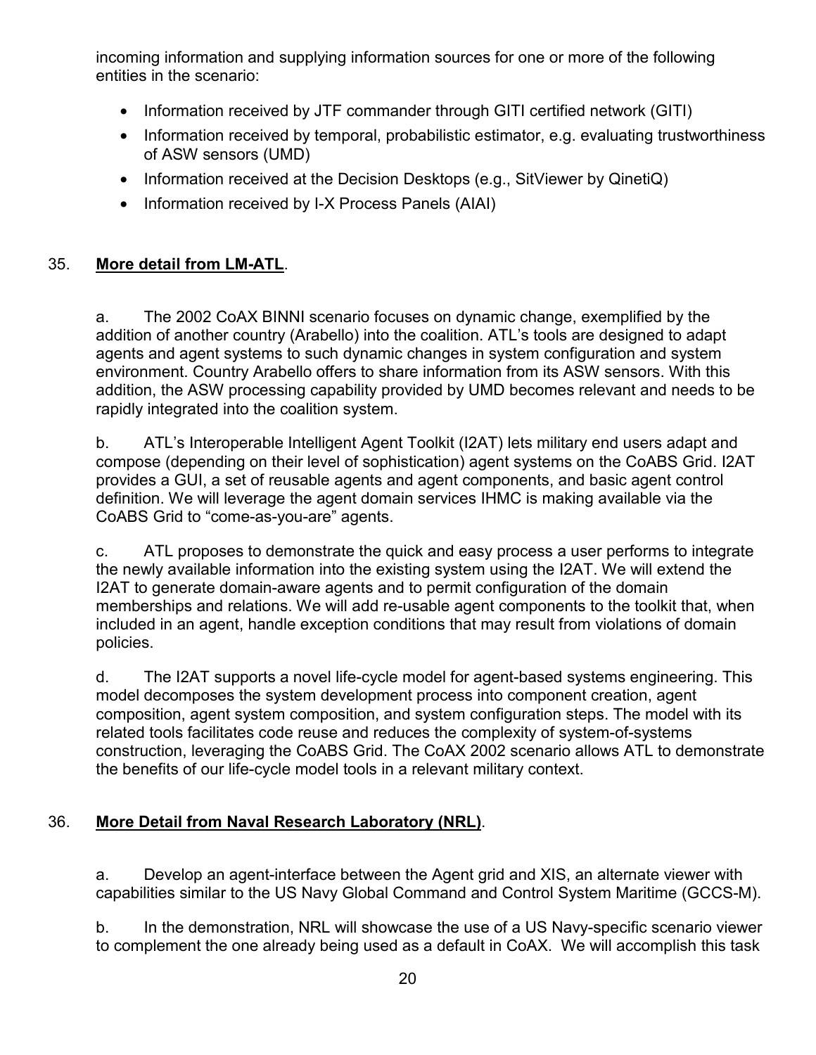incoming information and supplying information sources for one or more of the following entities in the scenario:

- Information received by JTF commander through GITI certified network (GITI)
- Information received by temporal, probabilistic estimator, e.g. evaluating trustworthiness of ASW sensors (UMD)
- Information received at the Decision Desktops (e.g., SitViewer by QinetiQ)
- Information received by I-X Process Panels (AIAI)

35. **<u>More detail from LM-ATL</u>**.

a. The 2002 CoAX BINNI scenario focuses on dynamic change, exemplified by the addition of another country (Arabello) into the coalition. ATL's tools are designed to adapt agents and agent systems to such dynamic changes in system configuration and system environment. Country Arabello offers to share information from its ASW sensors. With this addition, the ASW processing capability provided by UMD becomes relevant and needs to be rapidly integrated into the coalition system.

b. ATL's Interoperable Intelligent Agent Toolkit (I2AT) lets military end users adapt and compose (depending on their level of sophistication) agent systems on the CoABS Grid. I2AT provides a GUI, a set of reusable agents and agent components, and basic agent control definition. We will leverage the agent domain services IHMC is making available via the CoABS Grid to "come-as-you-are" agents.

c. ATL proposes to demonstrate the quick and easy process a user performs to integrate the newly available information into the existing system using the I2AT. We will extend the I2AT to generate domain-aware agents and to permit configuration of the domain memberships and relations. We will add re-usable agent components to the toolkit that, when included in an agent, handle exception conditions that may result from violations of domain policies.

d. The I2AT supports a novel life-cycle model for agent-based systems engineering. This model decomposes the system development process into component creation, agent composition, agent system composition, and system configuration steps. The model with its related tools facilitates code reuse and reduces the complexity of system-of-systems construction, leveraging the CoABS Grid. The CoAX 2002 scenario allows ATL to demonstrate the benefits of our life-cycle model tools in a relevant military context.

36. **<u>More Detail from Naval Research Laboratory (NRL)</u>**.

a. Develop an agent-interface between the Agent grid and XIS, an alternate viewer with capabilities similar to the US Navy Global Command and Control System Maritime (GCCS-M).

b. In the demonstration, NRL will showcase the use of a US Navy-specific scenario viewer to complement the one already being used as a default in CoAX. We will accomplish this task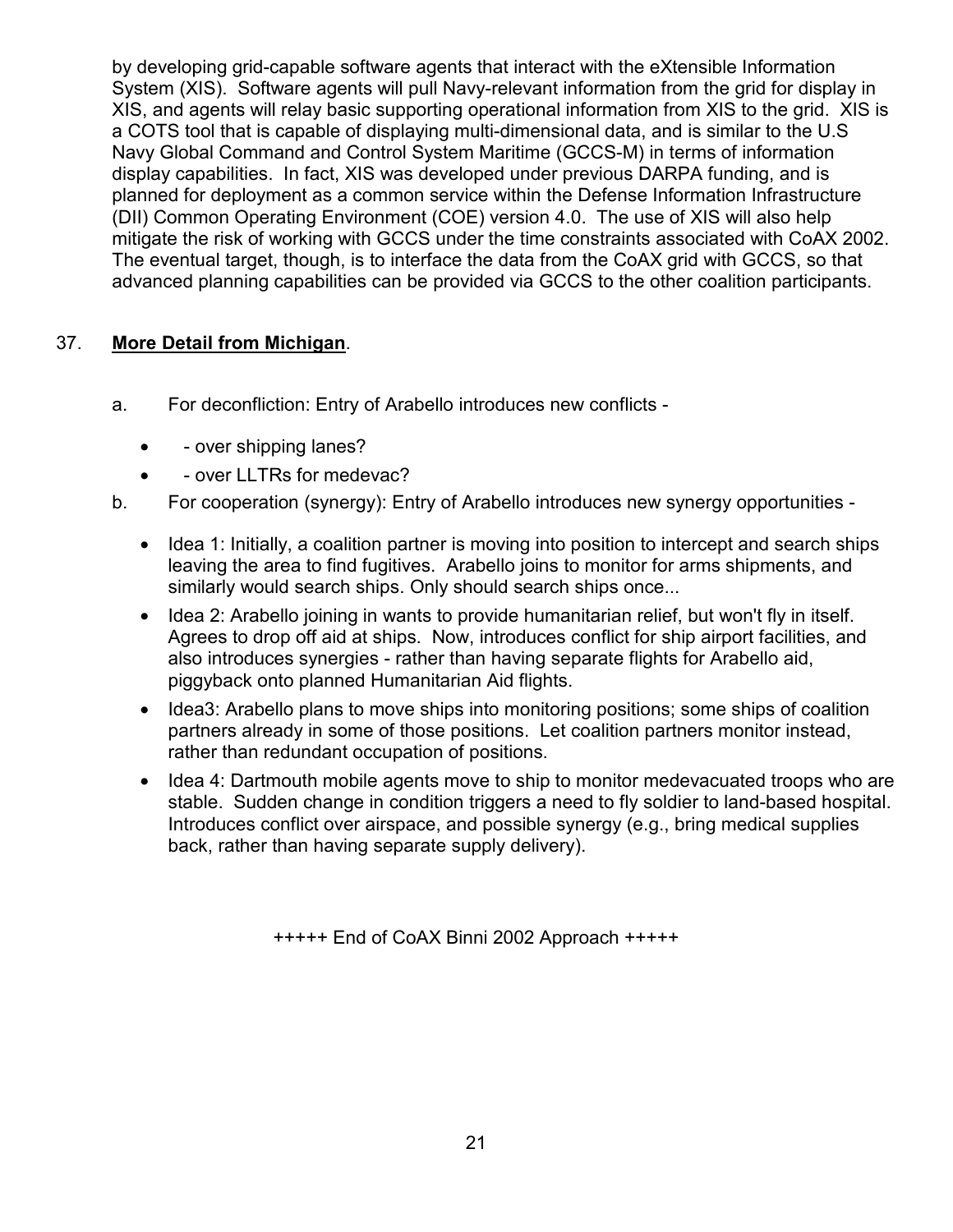by developing grid-capable software agents that interact with the eXtensible Information System (XIS). Software agents will pull Navy-relevant information from the grid for display in XIS, and agents will relay basic supporting operational information from XIS to the grid. XIS is a COTS tool that is capable of displaying multi-dimensional data, and is similar to the U.S Navy Global Command and Control System Maritime (GCCS-M) in terms of information display capabilities. In fact, XIS was developed under previous DARPA funding, and is planned for deployment as a common service within the Defense Information Infrastructure (DII) Common Operating Environment (COE) version 4.0. The use of XIS will also help mitigate the risk of working with GCCS under the time constraints associated with CoAX 2002. The eventual target, though, is to interface the data from the CoAX grid with GCCS, so that advanced planning capabilities can be provided via GCCS to the other coalition participants.

37. **More Detail from Michigan**.

a. For deconfliction: Entry of Arabello introduces new conflicts -

- \- over shipping lanes?
- \- over LLTRs for medevac?

b. For cooperation (synergy): Entry of Arabello introduces new synergy opportunities -

- Idea 1: Initially, a coalition partner is moving into position to intercept and search ships leaving the area to find fugitives. Arabello joins to monitor for arms shipments, and similarly would search ships. Only should search ships once...
- Idea 2: Arabello joining in wants to provide humanitarian relief, but won't fly in itself. Agrees to drop off aid at ships. Now, introduces conflict for ship airport facilities, and also introduces synergies - rather than having separate flights for Arabello aid, piggyback onto planned Humanitarian Aid flights.
- Idea3: Arabello plans to move ships into monitoring positions; some ships of coalition partners already in some of those positions. Let coalition partners monitor instead, rather than redundant occupation of positions.
- Idea 4: Dartmouth mobile agents move to ship to monitor medevacuated troops who are stable. Sudden change in condition triggers a need to fly soldier to land-based hospital. Introduces conflict over airspace, and possible synergy (e.g., bring medical supplies back, rather than having separate supply delivery).

+++++ End of CoAX Binni 2002 Approach +++++